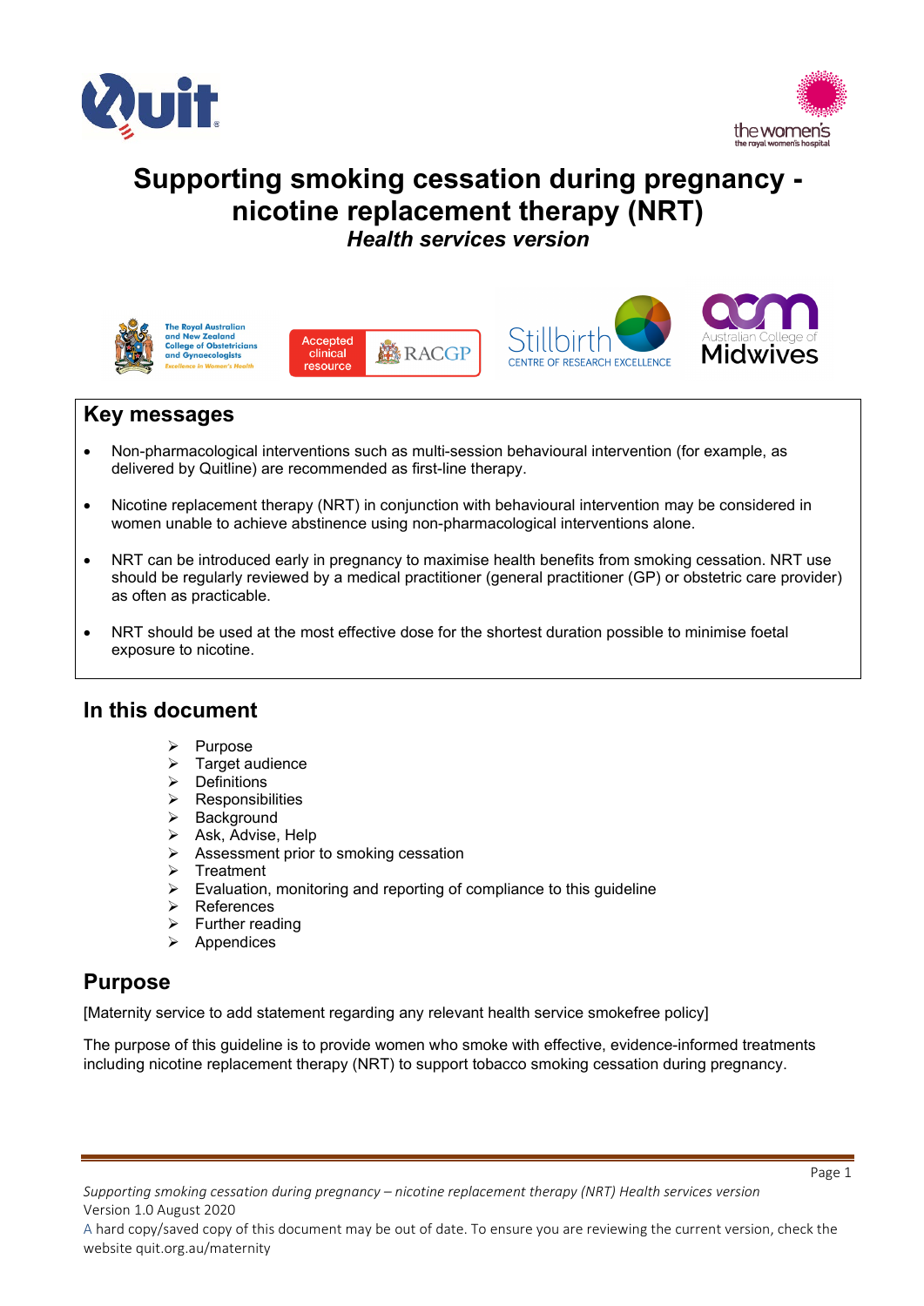# Supporting smoking cessation during pregnancy - nicotine replacement therapy (NRT)

***Health services version***

## Key messages

- Non-pharmacological interventions such as multi-session behavioural intervention (for example, as delivered by Quitline) are recommended as first-line therapy.
- Nicotine replacement therapy (NRT) in conjunction with behavioural intervention may be considered in women unable to achieve abstinence using non-pharmacological interventions alone.
- NRT can be introduced early in pregnancy to maximise health benefits from smoking cessation. NRT use should be regularly reviewed by a medical practitioner (general practitioner (GP) or obstetric care provider) as often as practicable.
- NRT should be used at the most effective dose for the shortest duration possible to minimise foetal exposure to nicotine.

## In this document

- Purpose
- Target audience
- Definitions
- Responsibilities
- Background
- Ask, Advise, Help
- Assessment prior to smoking cessation
- Treatment
- Evaluation, monitoring and reporting of compliance to this guideline
- References
- Further reading
- Appendices

## Purpose

[Maternity service to add statement regarding any relevant health service smokefree policy]

The purpose of this guideline is to provide women who smoke with effective, evidence-informed treatments including nicotine replacement therapy (NRT) to support tobacco smoking cessation during pregnancy.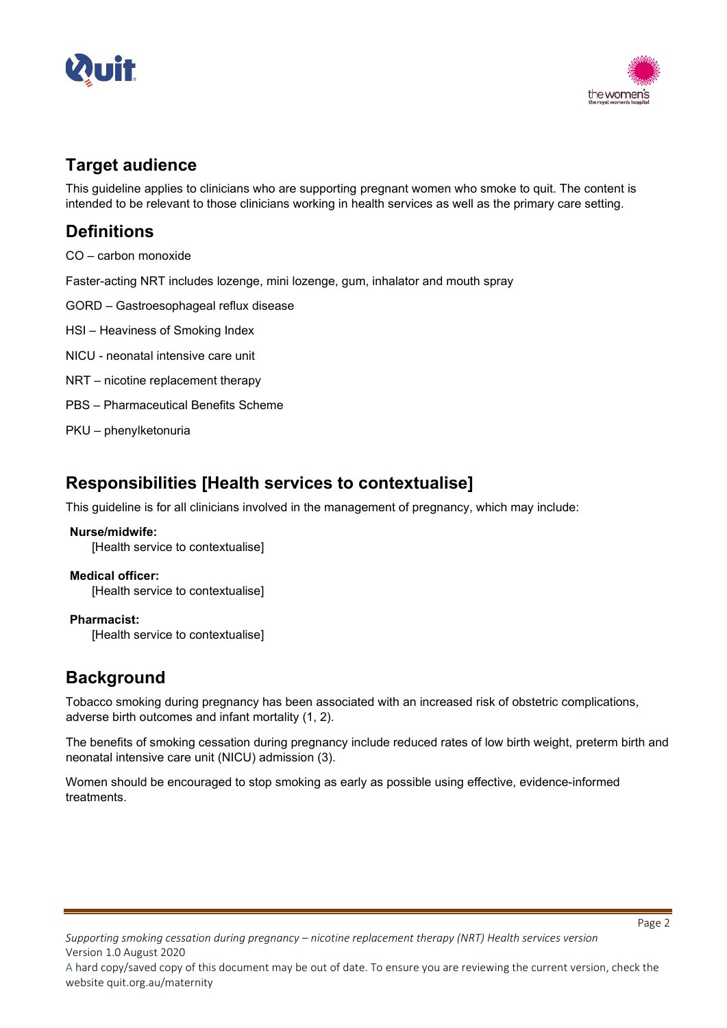## Target audience

This guideline applies to clinicians who are supporting pregnant women who smoke to quit. The content is intended to be relevant to those clinicians working in health services as well as the primary care setting.

## Definitions

CO – carbon monoxide

Faster-acting NRT includes lozenge, mini lozenge, gum, inhalator and mouth spray

GORD – Gastroesophageal reflux disease

HSI – Heaviness of Smoking Index

NICU - neonatal intensive care unit

NRT – nicotine replacement therapy

PBS – Pharmaceutical Benefits Scheme

PKU – phenylketonuria

## Responsibilities [Health services to contextualise]

This guideline is for all clinicians involved in the management of pregnancy, which may include:

**Nurse/midwife:**
[Health service to contextualise]

**Medical officer:**
[Health service to contextualise]

**Pharmacist:**
[Health service to contextualise]

## Background

Tobacco smoking during pregnancy has been associated with an increased risk of obstetric complications, adverse birth outcomes and infant mortality (1, 2).

The benefits of smoking cessation during pregnancy include reduced rates of low birth weight, preterm birth and neonatal intensive care unit (NICU) admission (3).

Women should be encouraged to stop smoking as early as possible using effective, evidence-informed treatments.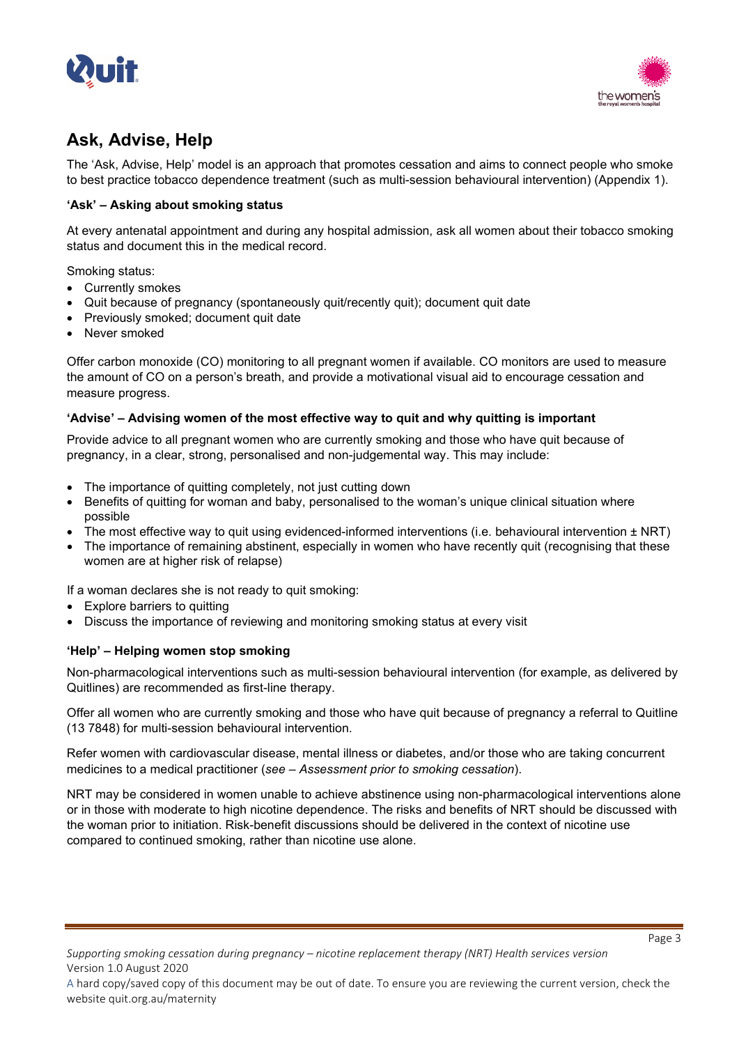## Ask, Advise, Help

The 'Ask, Advise, Help' model is an approach that promotes cessation and aims to connect people who smoke to best practice tobacco dependence treatment (such as multi-session behavioural intervention) (Appendix 1).

### 'Ask' – Asking about smoking status

At every antenatal appointment and during any hospital admission, ask all women about their tobacco smoking status and document this in the medical record.

Smoking status:

- Currently smokes
- Quit because of pregnancy (spontaneously quit/recently quit); document quit date
- Previously smoked; document quit date
- Never smoked

Offer carbon monoxide (CO) monitoring to all pregnant women if available. CO monitors are used to measure the amount of CO on a person's breath, and provide a motivational visual aid to encourage cessation and measure progress.

### 'Advise' – Advising women of the most effective way to quit and why quitting is important

Provide advice to all pregnant women who are currently smoking and those who have quit because of pregnancy, in a clear, strong, personalised and non-judgemental way. This may include:

- The importance of quitting completely, not just cutting down
- Benefits of quitting for woman and baby, personalised to the woman's unique clinical situation where possible
- The most effective way to quit using evidenced-informed interventions (i.e. behavioural intervention ± NRT)
- The importance of remaining abstinent, especially in women who have recently quit (recognising that these women are at higher risk of relapse)

If a woman declares she is not ready to quit smoking:

- Explore barriers to quitting
- Discuss the importance of reviewing and monitoring smoking status at every visit

### 'Help' – Helping women stop smoking

Non-pharmacological interventions such as multi-session behavioural intervention (for example, as delivered by Quitlines) are recommended as first-line therapy.

Offer all women who are currently smoking and those who have quit because of pregnancy a referral to Quitline (13 7848) for multi-session behavioural intervention.

Refer women with cardiovascular disease, mental illness or diabetes, and/or those who are taking concurrent medicines to a medical practitioner (*see – Assessment prior to smoking cessation*).

NRT may be considered in women unable to achieve abstinence using non-pharmacological interventions alone or in those with moderate to high nicotine dependence. The risks and benefits of NRT should be discussed with the woman prior to initiation. Risk-benefit discussions should be delivered in the context of nicotine use compared to continued smoking, rather than nicotine use alone.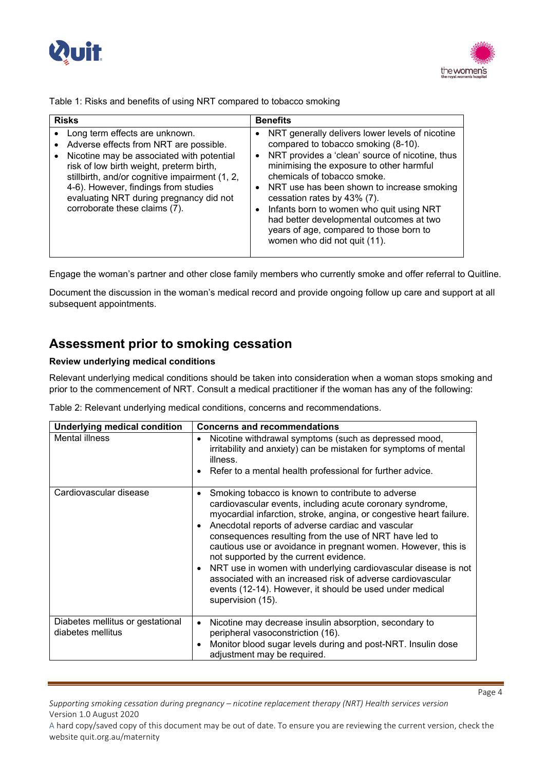Table 1: Risks and benefits of using NRT compared to tobacco smoking

| Risks | Benefits |
|---|---|
| • Long term effects are unknown.<br>• Adverse effects from NRT are possible.<br>• Nicotine may be associated with potential risk of low birth weight, preterm birth, stillbirth, and/or cognitive impairment (1, 2, 4-6). However, findings from studies evaluating NRT during pregnancy did not corroborate these claims (7). | • NRT generally delivers lower levels of nicotine compared to tobacco smoking (8-10).<br>• NRT provides a 'clean' source of nicotine, thus minimising the exposure to other harmful chemicals of tobacco smoke.<br>• NRT use has been shown to increase smoking cessation rates by 43% (7).<br>• Infants born to women who quit using NRT had better developmental outcomes at two years of age, compared to those born to women who did not quit (11). |

Engage the woman's partner and other close family members who currently smoke and offer referral to Quitline.

Document the discussion in the woman's medical record and provide ongoing follow up care and support at all subsequent appointments.

## Assessment prior to smoking cessation

**Review underlying medical conditions**

Relevant underlying medical conditions should be taken into consideration when a woman stops smoking and prior to the commencement of NRT. Consult a medical practitioner if the woman has any of the following:

Table 2: Relevant underlying medical conditions, concerns and recommendations.

| Underlying medical condition | Concerns and recommendations |
|---|---|
| Mental illness | • Nicotine withdrawal symptoms (such as depressed mood, irritability and anxiety) can be mistaken for symptoms of mental illness.<br>• Refer to a mental health professional for further advice. |
| Cardiovascular disease | • Smoking tobacco is known to contribute to adverse cardiovascular events, including acute coronary syndrome, myocardial infarction, stroke, angina, or congestive heart failure.<br>• Anecdotal reports of adverse cardiac and vascular consequences resulting from the use of NRT have led to cautious use or avoidance in pregnant women. However, this is not supported by the current evidence.<br>• NRT use in women with underlying cardiovascular disease is not associated with an increased risk of adverse cardiovascular events (12-14). However, it should be used under medical supervision (15). |
| Diabetes mellitus or gestational diabetes mellitus | • Nicotine may decrease insulin absorption, secondary to peripheral vasoconstriction (16).<br>• Monitor blood sugar levels during and post-NRT. Insulin dose adjustment may be required. |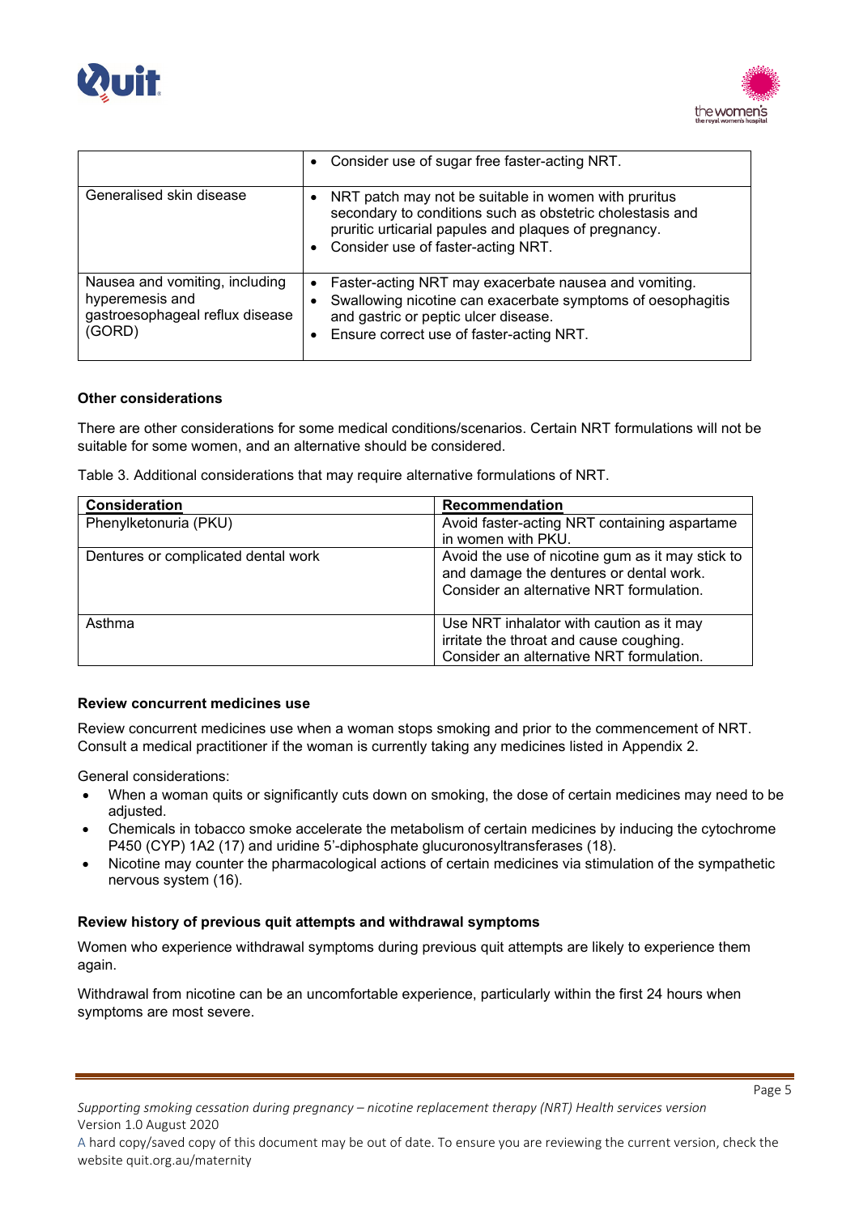| | |
|---|---|
| | • Consider use of sugar free faster-acting NRT. |
| Generalised skin disease | • NRT patch may not be suitable in women with pruritus secondary to conditions such as obstetric cholestasis and pruritic urticarial papules and plaques of pregnancy.<br>• Consider use of faster-acting NRT. |
| Nausea and vomiting, including hyperemesis and gastroesophageal reflux disease (GORD) | • Faster-acting NRT may exacerbate nausea and vomiting.<br>• Swallowing nicotine can exacerbate symptoms of oesophagitis and gastric or peptic ulcer disease.<br>• Ensure correct use of faster-acting NRT. |

**Other considerations**

There are other considerations for some medical conditions/scenarios. Certain NRT formulations will not be suitable for some women, and an alternative should be considered.

Table 3. Additional considerations that may require alternative formulations of NRT.

| Consideration | Recommendation |
|---|---|
| Phenylketonuria (PKU) | Avoid faster-acting NRT containing aspartame in women with PKU. |
| Dentures or complicated dental work | Avoid the use of nicotine gum as it may stick to and damage the dentures or dental work. Consider an alternative NRT formulation. |
| Asthma | Use NRT inhalator with caution as it may irritate the throat and cause coughing. Consider an alternative NRT formulation. |

**Review concurrent medicines use**

Review concurrent medicines use when a woman stops smoking and prior to the commencement of NRT. Consult a medical practitioner if the woman is currently taking any medicines listed in Appendix 2.

General considerations:

- When a woman quits or significantly cuts down on smoking, the dose of certain medicines may need to be adjusted.
- Chemicals in tobacco smoke accelerate the metabolism of certain medicines by inducing the cytochrome P450 (CYP) 1A2 (17) and uridine 5'-diphosphate glucuronosyltransferases (18).
- Nicotine may counter the pharmacological actions of certain medicines via stimulation of the sympathetic nervous system (16).

**Review history of previous quit attempts and withdrawal symptoms**

Women who experience withdrawal symptoms during previous quit attempts are likely to experience them again.

Withdrawal from nicotine can be an uncomfortable experience, particularly within the first 24 hours when symptoms are most severe.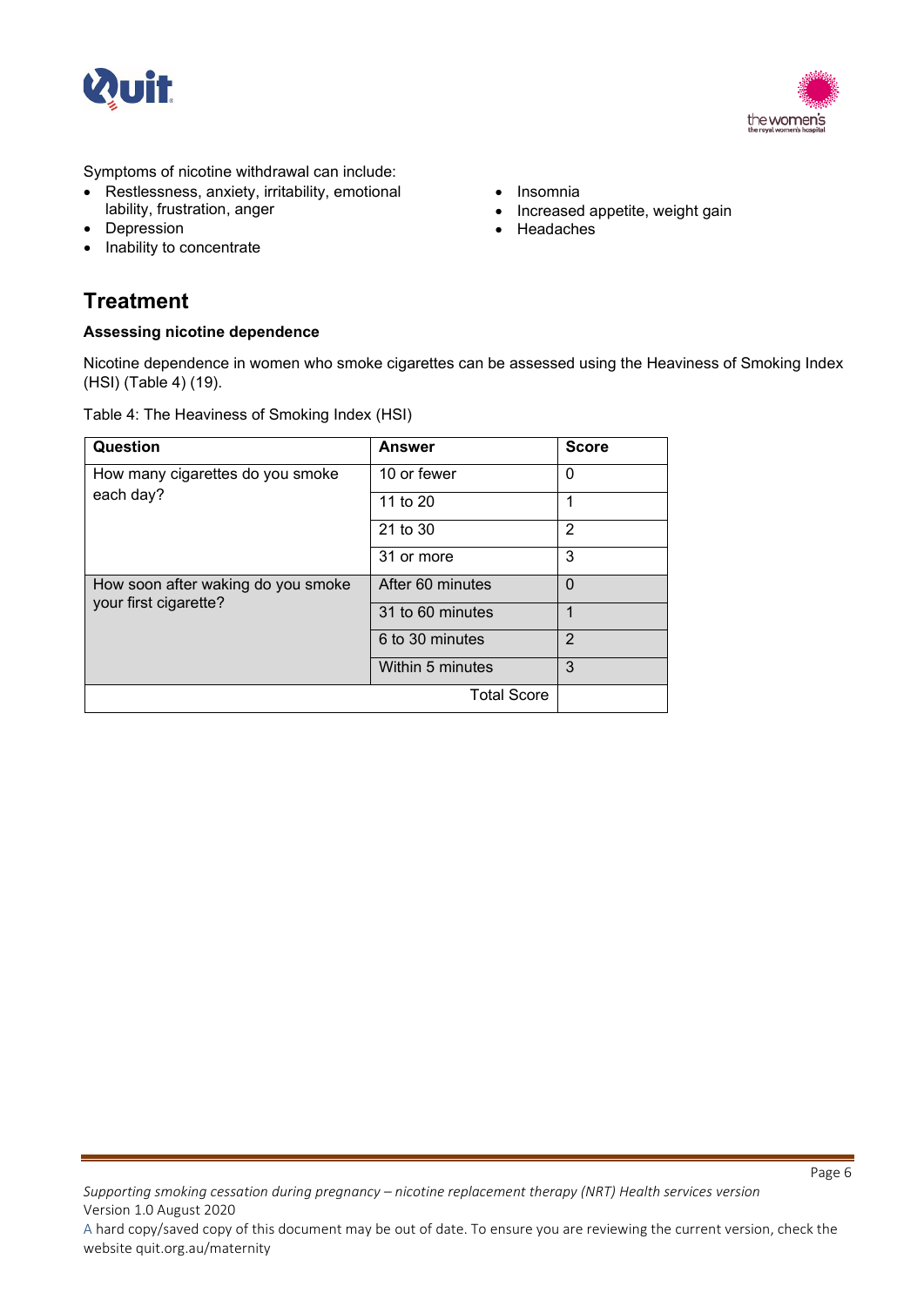Symptoms of nicotine withdrawal can include:

- Restlessness, anxiety, irritability, emotional lability, frustration, anger
- Depression
- Inability to concentrate
- Insomnia
- Increased appetite, weight gain
- Headaches

## Treatment

**Assessing nicotine dependence**

Nicotine dependence in women who smoke cigarettes can be assessed using the Heaviness of Smoking Index (HSI) (Table 4) (19).

Table 4: The Heaviness of Smoking Index (HSI)

| Question | Answer | Score |
|---|---|---|
| How many cigarettes do you smoke each day? | 10 or fewer | 0 |
| | 11 to 20 | 1 |
| | 21 to 30 | 2 |
| | 31 or more | 3 |
| How soon after waking do you smoke your first cigarette? | After 60 minutes | 0 |
| | 31 to 60 minutes | 1 |
| | 6 to 30 minutes | 2 |
| | Within 5 minutes | 3 |
| | Total Score | |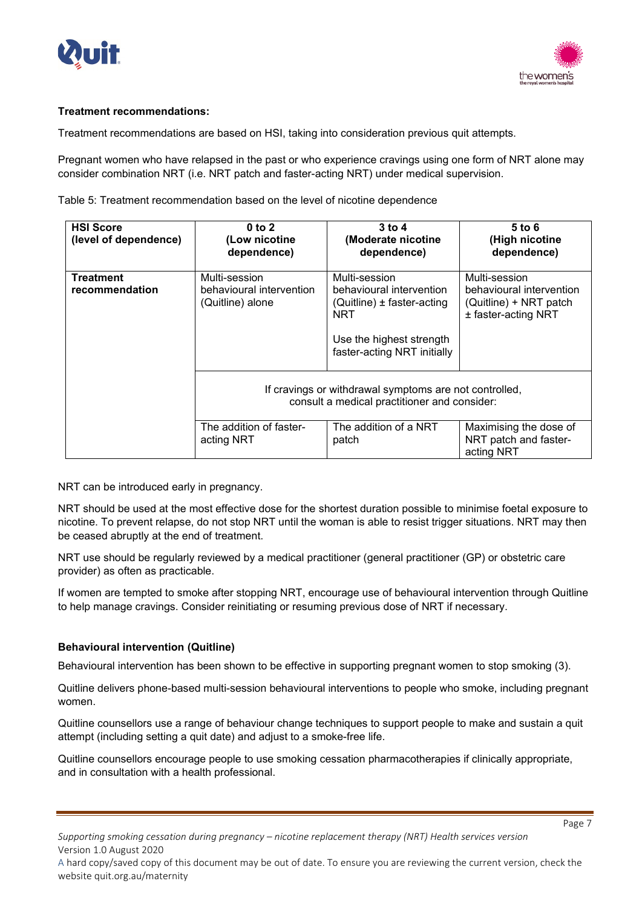**Treatment recommendations:**

Treatment recommendations are based on HSI, taking into consideration previous quit attempts.

Pregnant women who have relapsed in the past or who experience cravings using one form of NRT alone may consider combination NRT (i.e. NRT patch and faster-acting NRT) under medical supervision.

Table 5: Treatment recommendation based on the level of nicotine dependence

| **HSI Score (level of dependence)** | **0 to 2 (Low nicotine dependence)** | **3 to 4 (Moderate nicotine dependence)** | **5 to 6 (High nicotine dependence)** |
|---|---|---|---|
| **Treatment recommendation** | Multi-session behavioural intervention (Quitline) alone | Multi-session behavioural intervention (Quitline) ± faster-acting NRT<br><br>Use the highest strength faster-acting NRT initially | Multi-session behavioural intervention (Quitline) + NRT patch ± faster-acting NRT |
| | If cravings or withdrawal symptoms are not controlled, consult a medical practitioner and consider: | | |
| | The addition of faster-acting NRT | The addition of a NRT patch | Maximising the dose of NRT patch and faster-acting NRT |

NRT can be introduced early in pregnancy.

NRT should be used at the most effective dose for the shortest duration possible to minimise foetal exposure to nicotine. To prevent relapse, do not stop NRT until the woman is able to resist trigger situations. NRT may then be ceased abruptly at the end of treatment.

NRT use should be regularly reviewed by a medical practitioner (general practitioner (GP) or obstetric care provider) as often as practicable.

If women are tempted to smoke after stopping NRT, encourage use of behavioural intervention through Quitline to help manage cravings. Consider reinitiating or resuming previous dose of NRT if necessary.

**Behavioural intervention (Quitline)**

Behavioural intervention has been shown to be effective in supporting pregnant women to stop smoking (3).

Quitline delivers phone-based multi-session behavioural interventions to people who smoke, including pregnant women.

Quitline counsellors use a range of behaviour change techniques to support people to make and sustain a quit attempt (including setting a quit date) and adjust to a smoke-free life.

Quitline counsellors encourage people to use smoking cessation pharmacotherapies if clinically appropriate, and in consultation with a health professional.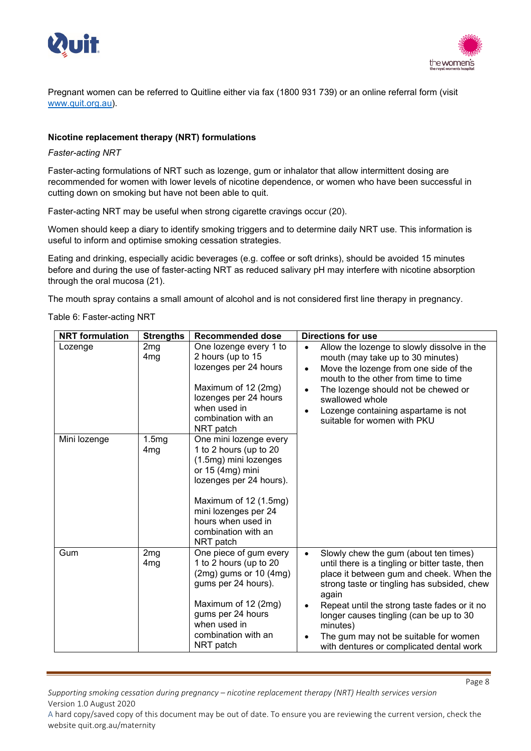Pregnant women can be referred to Quitline either via fax (1800 931 739) or an online referral form (visit www.quit.org.au).

**Nicotine replacement therapy (NRT) formulations**

*Faster-acting NRT*

Faster-acting formulations of NRT such as lozenge, gum or inhalator that allow intermittent dosing are recommended for women with lower levels of nicotine dependence, or women who have been successful in cutting down on smoking but have not been able to quit.

Faster-acting NRT may be useful when strong cigarette cravings occur (20).

Women should keep a diary to identify smoking triggers and to determine daily NRT use. This information is useful to inform and optimise smoking cessation strategies.

Eating and drinking, especially acidic beverages (e.g. coffee or soft drinks), should be avoided 15 minutes before and during the use of faster-acting NRT as reduced salivary pH may interfere with nicotine absorption through the oral mucosa (21).

The mouth spray contains a small amount of alcohol and is not considered first line therapy in pregnancy.

Table 6: Faster-acting NRT

| NRT formulation | Strengths | Recommended dose | Directions for use |
|---|---|---|---|
| Lozenge | 2mg<br>4mg | One lozenge every 1 to 2 hours (up to 15 lozenges per 24 hours<br><br>Maximum of 12 (2mg) lozenges per 24 hours when used in combination with an NRT patch | • Allow the lozenge to slowly dissolve in the mouth (may take up to 30 minutes)<br>• Move the lozenge from one side of the mouth to the other from time to time<br>• The lozenge should not be chewed or swallowed whole<br>• Lozenge containing aspartame is not suitable for women with PKU |
| Mini lozenge | 1.5mg<br>4mg | One mini lozenge every 1 to 2 hours (up to 20 (1.5mg) mini lozenges or 15 (4mg) mini lozenges per 24 hours).<br><br>Maximum of 12 (1.5mg) mini lozenges per 24 hours when used in combination with an NRT patch | |
| Gum | 2mg<br>4mg | One piece of gum every 1 to 2 hours (up to 20 (2mg) gums or 10 (4mg) gums per 24 hours).<br><br>Maximum of 12 (2mg) gums per 24 hours when used in combination with an NRT patch | • Slowly chew the gum (about ten times) until there is a tingling or bitter taste, then place it between gum and cheek. When the strong taste or tingling has subsided, chew again<br>• Repeat until the strong taste fades or it no longer causes tingling (can be up to 30 minutes)<br>• The gum may not be suitable for women with dentures or complicated dental work |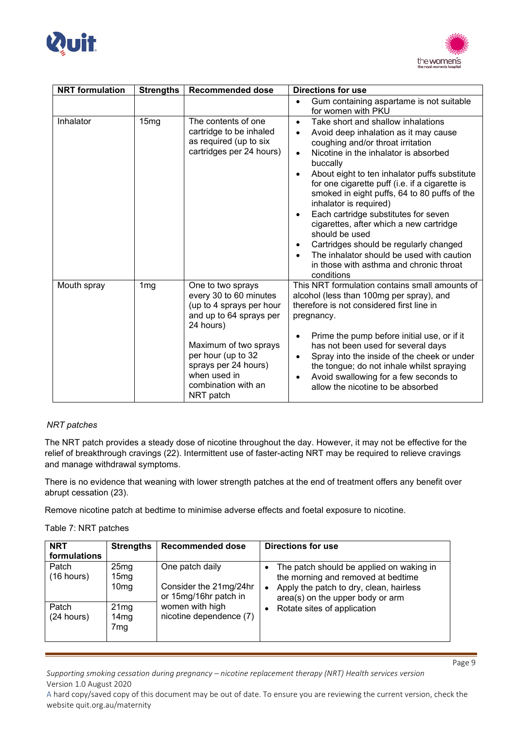| NRT formulation | Strengths | Recommended dose | Directions for use |
|---|---|---|---|
| | | | • Gum containing aspartame is not suitable for women with PKU |
| Inhalator | 15mg | The contents of one cartridge to be inhaled as required (up to six cartridges per 24 hours) | • Take short and shallow inhalations<br>• Avoid deep inhalation as it may cause coughing and/or throat irritation<br>• Nicotine in the inhalator is absorbed buccally<br>• About eight to ten inhalator puffs substitute for one cigarette puff (i.e. if a cigarette is smoked in eight puffs, 64 to 80 puffs of the inhalator is required)<br>• Each cartridge substitutes for seven cigarettes, after which a new cartridge should be used<br>• Cartridges should be regularly changed<br>• The inhalator should be used with caution in those with asthma and chronic throat conditions |
| Mouth spray | 1mg | One to two sprays every 30 to 60 minutes (up to 4 sprays per hour and up to 64 sprays per 24 hours)<br><br>Maximum of two sprays per hour (up to 32 sprays per 24 hours) when used in combination with an NRT patch | This NRT formulation contains small amounts of alcohol (less than 100mg per spray), and therefore is not considered first line in pregnancy.<br><br>• Prime the pump before initial use, or if it has not been used for several days<br>• Spray into the inside of the cheek or under the tongue; do not inhale whilst spraying<br>• Avoid swallowing for a few seconds to allow the nicotine to be absorbed |

*NRT patches*

The NRT patch provides a steady dose of nicotine throughout the day. However, it may not be effective for the relief of breakthrough cravings (22). Intermittent use of faster-acting NRT may be required to relieve cravings and manage withdrawal symptoms.

There is no evidence that weaning with lower strength patches at the end of treatment offers any benefit over abrupt cessation (23).

Remove nicotine patch at bedtime to minimise adverse effects and foetal exposure to nicotine.

Table 7: NRT patches

| NRT formulations | Strengths | Recommended dose | Directions for use |
|---|---|---|---|
| Patch (16 hours) | 25mg<br>15mg<br>10mg | One patch daily<br><br>Consider the 21mg/24hr or 15mg/16hr patch in women with high nicotine dependence (7) | • The patch should be applied on waking in the morning and removed at bedtime<br>• Apply the patch to dry, clean, hairless area(s) on the upper body or arm<br>• Rotate sites of application |
| Patch (24 hours) | 21mg<br>14mg<br>7mg | | |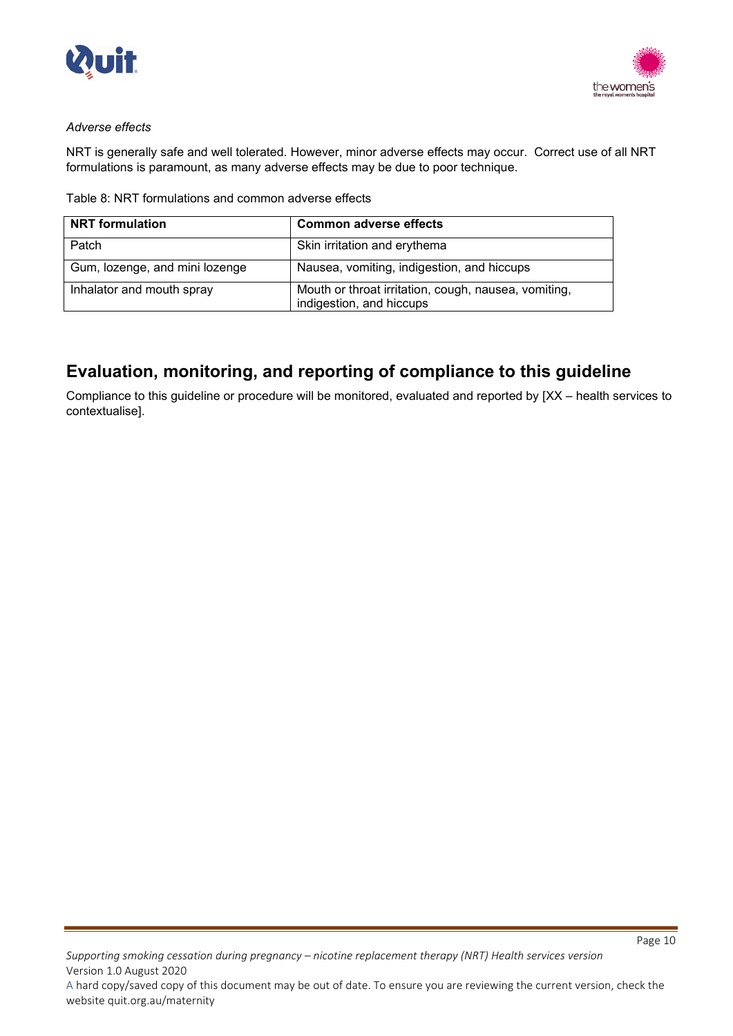*Adverse effects*

NRT is generally safe and well tolerated. However, minor adverse effects may occur. Correct use of all NRT formulations is paramount, as many adverse effects may be due to poor technique.

Table 8: NRT formulations and common adverse effects

| NRT formulation | Common adverse effects |
| --- | --- |
| Patch | Skin irritation and erythema |
| Gum, lozenge, and mini lozenge | Nausea, vomiting, indigestion, and hiccups |
| Inhalator and mouth spray | Mouth or throat irritation, cough, nausea, vomiting, indigestion, and hiccups |

## Evaluation, monitoring, and reporting of compliance to this guideline

Compliance to this guideline or procedure will be monitored, evaluated and reported by [XX – health services to contextualise].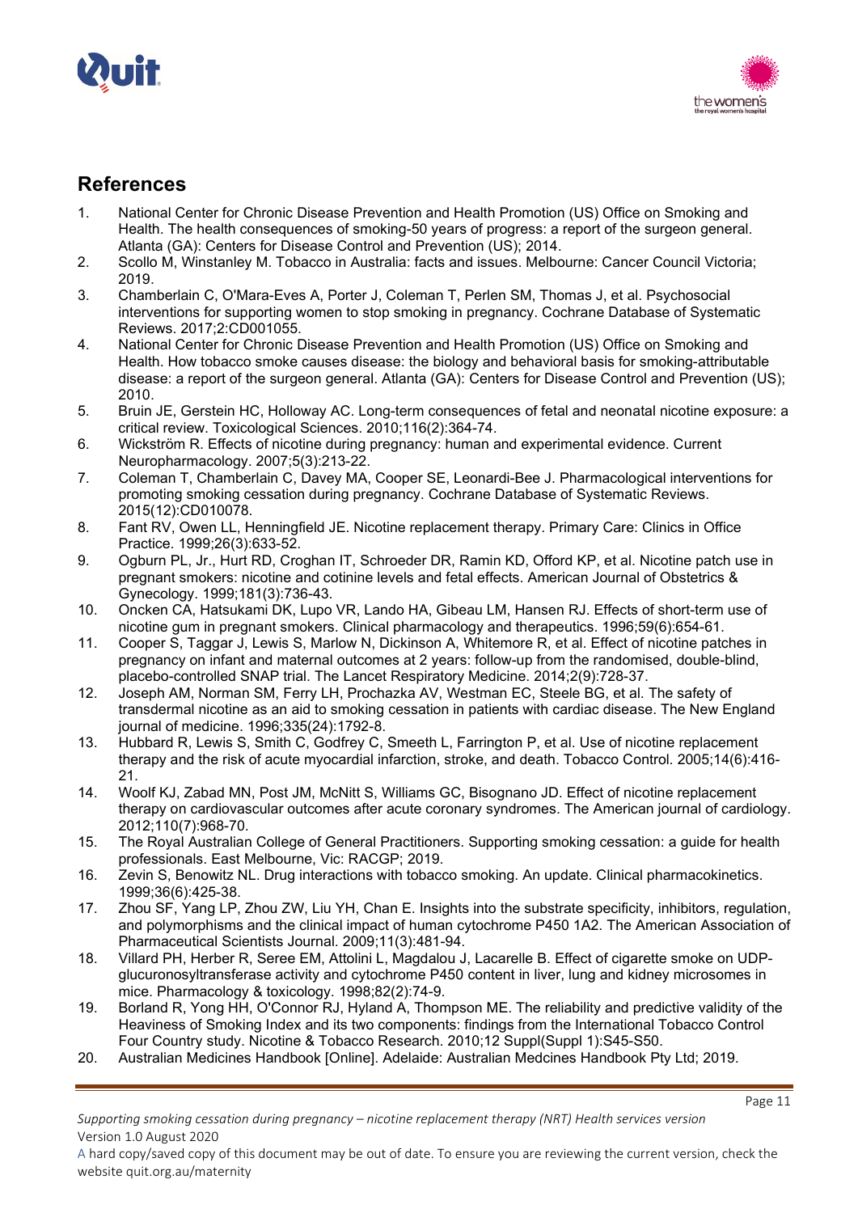## References

1. National Center for Chronic Disease Prevention and Health Promotion (US) Office on Smoking and Health. The health consequences of smoking-50 years of progress: a report of the surgeon general. Atlanta (GA): Centers for Disease Control and Prevention (US); 2014.
2. Scollo M, Winstanley M. Tobacco in Australia: facts and issues. Melbourne: Cancer Council Victoria; 2019.
3. Chamberlain C, O'Mara-Eves A, Porter J, Coleman T, Perlen SM, Thomas J, et al. Psychosocial interventions for supporting women to stop smoking in pregnancy. Cochrane Database of Systematic Reviews. 2017;2:CD001055.
4. National Center for Chronic Disease Prevention and Health Promotion (US) Office on Smoking and Health. How tobacco smoke causes disease: the biology and behavioral basis for smoking-attributable disease: a report of the surgeon general. Atlanta (GA): Centers for Disease Control and Prevention (US); 2010.
5. Bruin JE, Gerstein HC, Holloway AC. Long-term consequences of fetal and neonatal nicotine exposure: a critical review. Toxicological Sciences. 2010;116(2):364-74.
6. Wickström R. Effects of nicotine during pregnancy: human and experimental evidence. Current Neuropharmacology. 2007;5(3):213-22.
7. Coleman T, Chamberlain C, Davey MA, Cooper SE, Leonardi-Bee J. Pharmacological interventions for promoting smoking cessation during pregnancy. Cochrane Database of Systematic Reviews. 2015(12):CD010078.
8. Fant RV, Owen LL, Henningfield JE. Nicotine replacement therapy. Primary Care: Clinics in Office Practice. 1999;26(3):633-52.
9. Ogburn PL, Jr., Hurt RD, Croghan IT, Schroeder DR, Ramin KD, Offord KP, et al. Nicotine patch use in pregnant smokers: nicotine and cotinine levels and fetal effects. American Journal of Obstetrics & Gynecology. 1999;181(3):736-43.
10. Oncken CA, Hatsukami DK, Lupo VR, Lando HA, Gibeau LM, Hansen RJ. Effects of short-term use of nicotine gum in pregnant smokers. Clinical pharmacology and therapeutics. 1996;59(6):654-61.
11. Cooper S, Taggar J, Lewis S, Marlow N, Dickinson A, Whitemore R, et al. Effect of nicotine patches in pregnancy on infant and maternal outcomes at 2 years: follow-up from the randomised, double-blind, placebo-controlled SNAP trial. The Lancet Respiratory Medicine. 2014;2(9):728-37.
12. Joseph AM, Norman SM, Ferry LH, Prochazka AV, Westman EC, Steele BG, et al. The safety of transdermal nicotine as an aid to smoking cessation in patients with cardiac disease. The New England journal of medicine. 1996;335(24):1792-8.
13. Hubbard R, Lewis S, Smith C, Godfrey C, Smeeth L, Farrington P, et al. Use of nicotine replacement therapy and the risk of acute myocardial infarction, stroke, and death. Tobacco Control. 2005;14(6):416-21.
14. Woolf KJ, Zabad MN, Post JM, McNitt S, Williams GC, Bisognano JD. Effect of nicotine replacement therapy on cardiovascular outcomes after acute coronary syndromes. The American journal of cardiology. 2012;110(7):968-70.
15. The Royal Australian College of General Practitioners. Supporting smoking cessation: a guide for health professionals. East Melbourne, Vic: RACGP; 2019.
16. Zevin S, Benowitz NL. Drug interactions with tobacco smoking. An update. Clinical pharmacokinetics. 1999;36(6):425-38.
17. Zhou SF, Yang LP, Zhou ZW, Liu YH, Chan E. Insights into the substrate specificity, inhibitors, regulation, and polymorphisms and the clinical impact of human cytochrome P450 1A2. The American Association of Pharmaceutical Scientists Journal. 2009;11(3):481-94.
18. Villard PH, Herber R, Seree EM, Attolini L, Magdalou J, Lacarelle B. Effect of cigarette smoke on UDP-glucuronosyltransferase activity and cytochrome P450 content in liver, lung and kidney microsomes in mice. Pharmacology & toxicology. 1998;82(2):74-9.
19. Borland R, Yong HH, O'Connor RJ, Hyland A, Thompson ME. The reliability and predictive validity of the Heaviness of Smoking Index and its two components: findings from the International Tobacco Control Four Country study. Nicotine & Tobacco Research. 2010;12 Suppl(Suppl 1):S45-S50.
20. Australian Medicines Handbook [Online]. Adelaide: Australian Medcines Handbook Pty Ltd; 2019.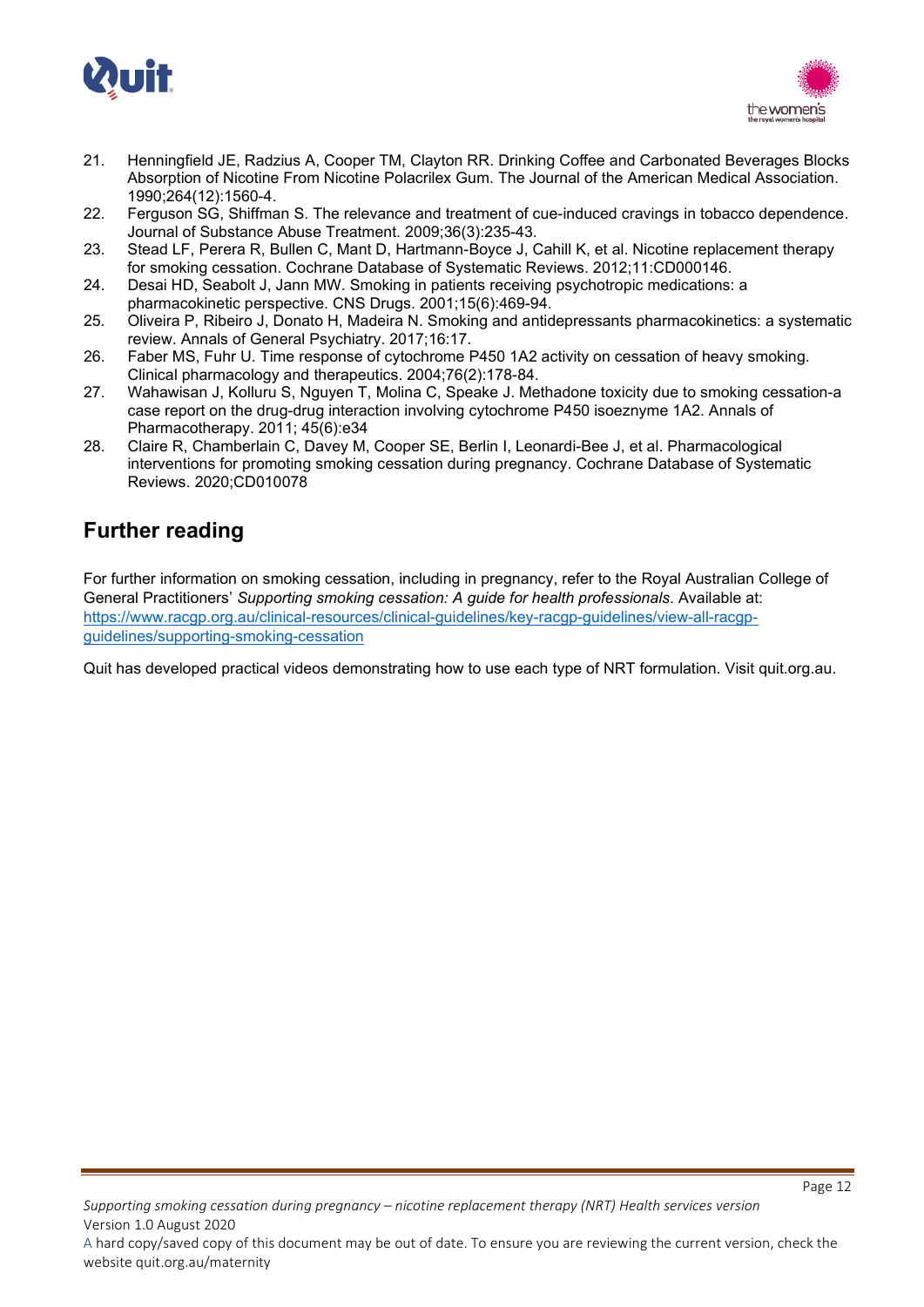21. Henningfield JE, Radzius A, Cooper TM, Clayton RR. Drinking Coffee and Carbonated Beverages Blocks Absorption of Nicotine From Nicotine Polacrilex Gum. The Journal of the American Medical Association. 1990;264(12):1560-4.
22. Ferguson SG, Shiffman S. The relevance and treatment of cue-induced cravings in tobacco dependence. Journal of Substance Abuse Treatment. 2009;36(3):235-43.
23. Stead LF, Perera R, Bullen C, Mant D, Hartmann-Boyce J, Cahill K, et al. Nicotine replacement therapy for smoking cessation. Cochrane Database of Systematic Reviews. 2012;11:CD000146.
24. Desai HD, Seabolt J, Jann MW. Smoking in patients receiving psychotropic medications: a pharmacokinetic perspective. CNS Drugs. 2001;15(6):469-94.
25. Oliveira P, Ribeiro J, Donato H, Madeira N. Smoking and antidepressants pharmacokinetics: a systematic review. Annals of General Psychiatry. 2017;16:17.
26. Faber MS, Fuhr U. Time response of cytochrome P450 1A2 activity on cessation of heavy smoking. Clinical pharmacology and therapeutics. 2004;76(2):178-84.
27. Wahawisan J, Kolluru S, Nguyen T, Molina C, Speake J. Methadone toxicity due to smoking cessation-a case report on the drug-drug interaction involving cytochrome P450 isoeznyme 1A2. Annals of Pharmacotherapy. 2011; 45(6):e34
28. Claire R, Chamberlain C, Davey M, Cooper SE, Berlin I, Leonardi-Bee J, et al. Pharmacological interventions for promoting smoking cessation during pregnancy. Cochrane Database of Systematic Reviews. 2020;CD010078

## Further reading

For further information on smoking cessation, including in pregnancy, refer to the Royal Australian College of General Practitioners' *Supporting smoking cessation: A guide for health professionals*. Available at: https://www.racgp.org.au/clinical-resources/clinical-guidelines/key-racgp-guidelines/view-all-racgp-guidelines/supporting-smoking-cessation

Quit has developed practical videos demonstrating how to use each type of NRT formulation. Visit quit.org.au.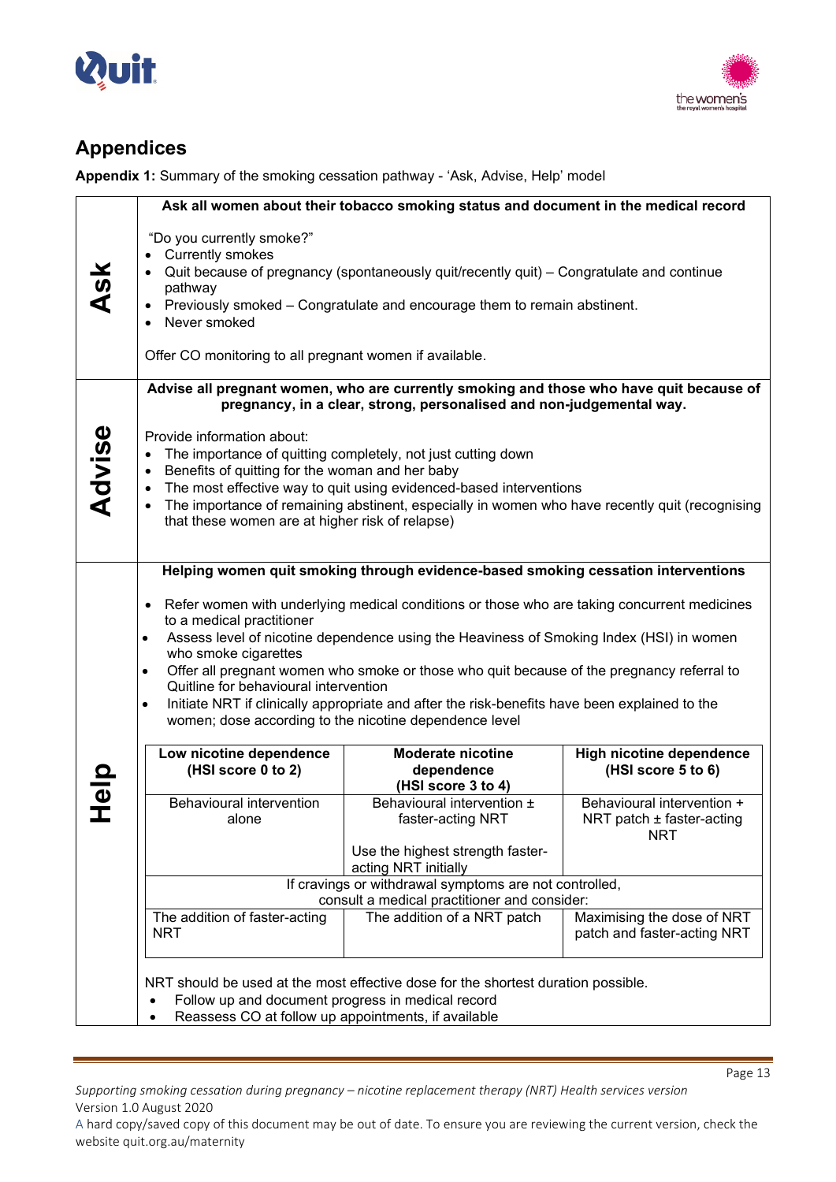## Appendices

**Appendix 1:** Summary of the smoking cessation pathway - 'Ask, Advise, Help' model

### Ask

**Ask all women about their tobacco smoking status and document in the medical record**

"Do you currently smoke?"

- Currently smokes
- Quit because of pregnancy (spontaneously quit/recently quit) – Congratulate and continue pathway
- Previously smoked – Congratulate and encourage them to remain abstinent.
- Never smoked

Offer CO monitoring to all pregnant women if available.

### Advise

**Advise all pregnant women, who are currently smoking and those who have quit because of pregnancy, in a clear, strong, personalised and non-judgemental way.**

Provide information about:

- The importance of quitting completely, not just cutting down
- Benefits of quitting for the woman and her baby
- The most effective way to quit using evidenced-based interventions
- The importance of remaining abstinent, especially in women who have recently quit (recognising that these women are at higher risk of relapse)

### Help

**Helping women quit smoking through evidence-based smoking cessation interventions**

- Refer women with underlying medical conditions or those who are taking concurrent medicines to a medical practitioner
- Assess level of nicotine dependence using the Heaviness of Smoking Index (HSI) in women who smoke cigarettes
- Offer all pregnant women who smoke or those who quit because of the pregnancy referral to Quitline for behavioural intervention
- Initiate NRT if clinically appropriate and after the risk-benefits have been explained to the women; dose according to the nicotine dependence level

| Low nicotine dependence (HSI score 0 to 2) | Moderate nicotine dependence (HSI score 3 to 4) | High nicotine dependence (HSI score 5 to 6) |
|---|---|---|
| Behavioural intervention alone | Behavioural intervention ± faster-acting NRT<br><br>Use the highest strength faster-acting NRT initially | Behavioural intervention + NRT patch ± faster-acting NRT |
| If cravings or withdrawal symptoms are not controlled, consult a medical practitioner and consider: | | |
| The addition of faster-acting NRT | The addition of a NRT patch | Maximising the dose of NRT patch and faster-acting NRT |

NRT should be used at the most effective dose for the shortest duration possible.

- Follow up and document progress in medical record
- Reassess CO at follow up appointments, if available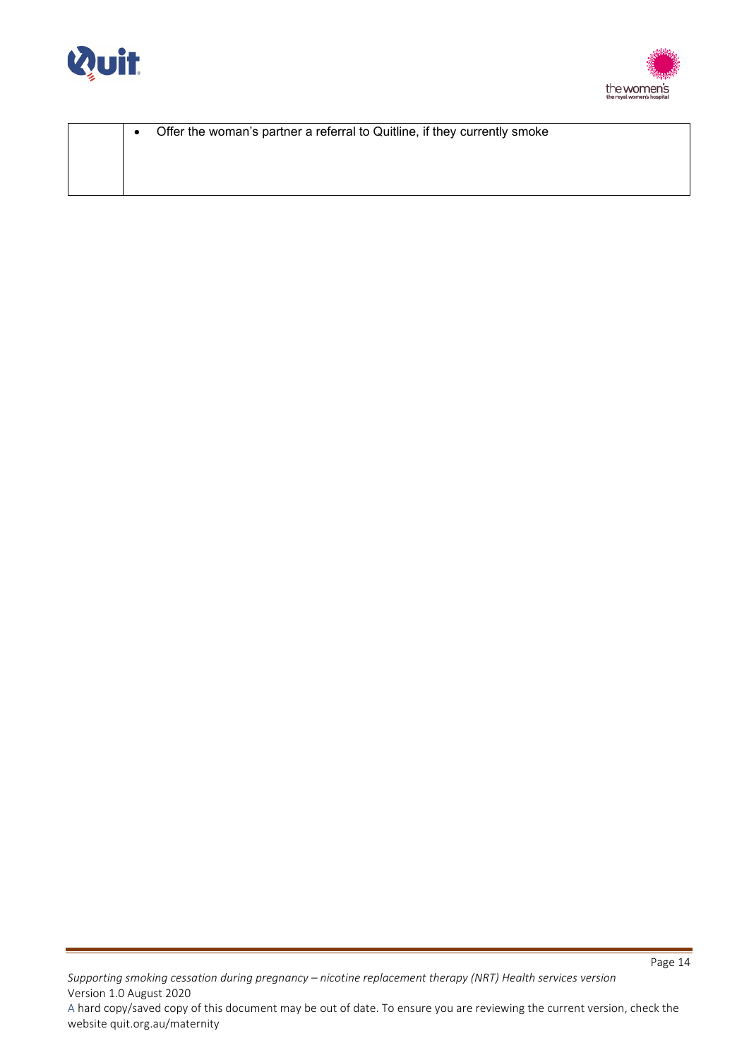| | |
|---|---|
| | • Offer the woman's partner a referral to Quitline, if they currently smoke |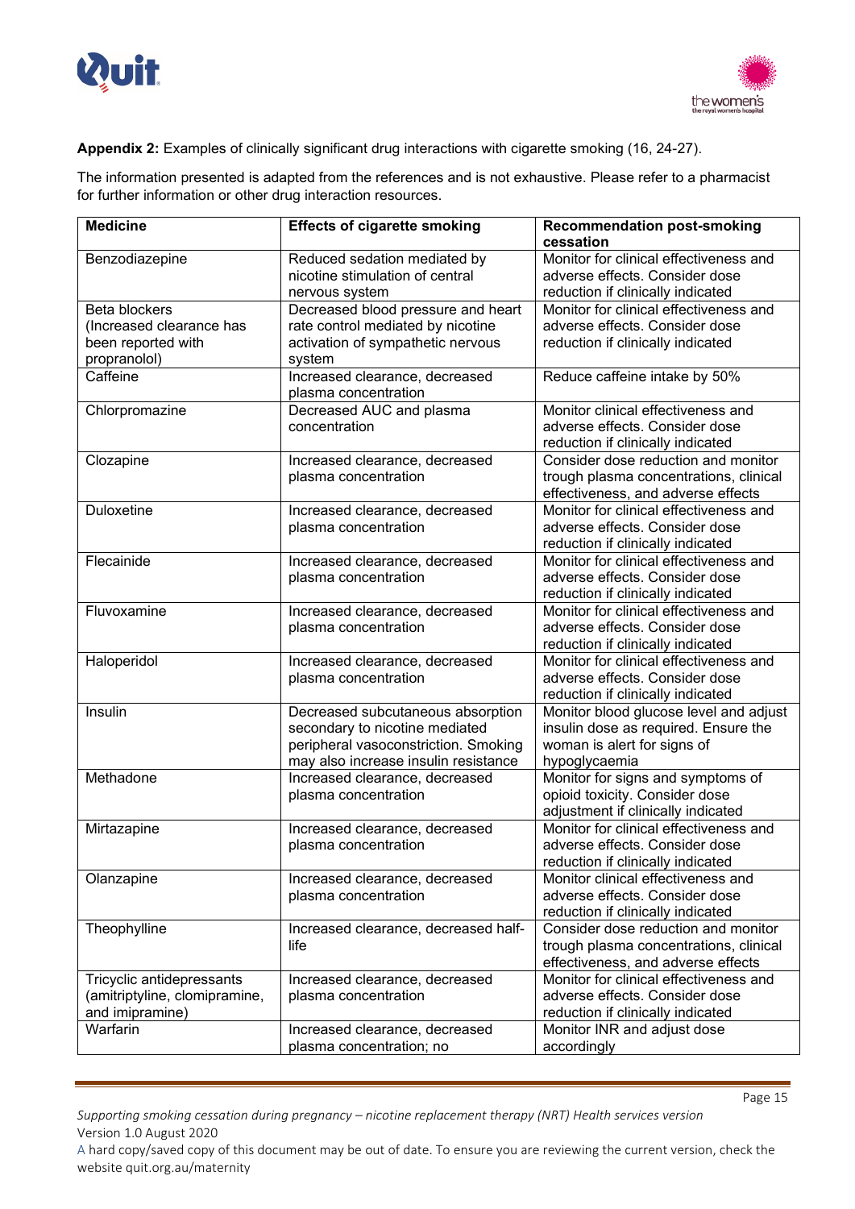**Appendix 2:** Examples of clinically significant drug interactions with cigarette smoking (16, 24-27).

The information presented is adapted from the references and is not exhaustive. Please refer to a pharmacist for further information or other drug interaction resources.

| Medicine | Effects of cigarette smoking | Recommendation post-smoking cessation |
|---|---|---|
| Benzodiazepine | Reduced sedation mediated by nicotine stimulation of central nervous system | Monitor for clinical effectiveness and adverse effects. Consider dose reduction if clinically indicated |
| Beta blockers (Increased clearance has been reported with propranolol) | Decreased blood pressure and heart rate control mediated by nicotine activation of sympathetic nervous system | Monitor for clinical effectiveness and adverse effects. Consider dose reduction if clinically indicated |
| Caffeine | Increased clearance, decreased plasma concentration | Reduce caffeine intake by 50% |
| Chlorpromazine | Decreased AUC and plasma concentration | Monitor clinical effectiveness and adverse effects. Consider dose reduction if clinically indicated |
| Clozapine | Increased clearance, decreased plasma concentration | Consider dose reduction and monitor trough plasma concentrations, clinical effectiveness, and adverse effects |
| Duloxetine | Increased clearance, decreased plasma concentration | Monitor for clinical effectiveness and adverse effects. Consider dose reduction if clinically indicated |
| Flecainide | Increased clearance, decreased plasma concentration | Monitor for clinical effectiveness and adverse effects. Consider dose reduction if clinically indicated |
| Fluvoxamine | Increased clearance, decreased plasma concentration | Monitor for clinical effectiveness and adverse effects. Consider dose reduction if clinically indicated |
| Haloperidol | Increased clearance, decreased plasma concentration | Monitor for clinical effectiveness and adverse effects. Consider dose reduction if clinically indicated |
| Insulin | Decreased subcutaneous absorption secondary to nicotine mediated peripheral vasoconstriction. Smoking may also increase insulin resistance | Monitor blood glucose level and adjust insulin dose as required. Ensure the woman is alert for signs of hypoglycaemia |
| Methadone | Increased clearance, decreased plasma concentration | Monitor for signs and symptoms of opioid toxicity. Consider dose adjustment if clinically indicated |
| Mirtazapine | Increased clearance, decreased plasma concentration | Monitor for clinical effectiveness and adverse effects. Consider dose reduction if clinically indicated |
| Olanzapine | Increased clearance, decreased plasma concentration | Monitor clinical effectiveness and adverse effects. Consider dose reduction if clinically indicated |
| Theophylline | Increased clearance, decreased half-life | Consider dose reduction and monitor trough plasma concentrations, clinical effectiveness, and adverse effects |
| Tricyclic antidepressants (amitriptyline, clomipramine, and imipramine) | Increased clearance, decreased plasma concentration | Monitor for clinical effectiveness and adverse effects. Consider dose reduction if clinically indicated |
| Warfarin | Increased clearance, decreased plasma concentration; no | Monitor INR and adjust dose accordingly |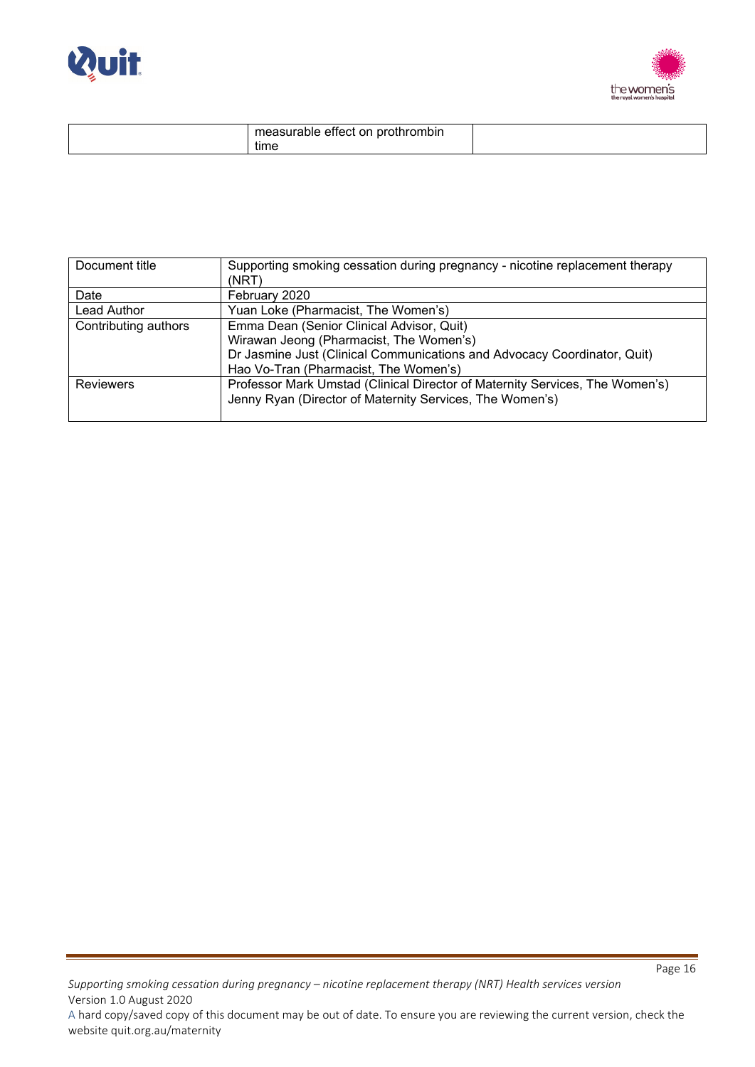| | measurable effect on prothrombin time | |
|---|---|---|

| Document title | Supporting smoking cessation during pregnancy - nicotine replacement therapy (NRT) |
|---|---|
| Date | February 2020 |
| Lead Author | Yuan Loke (Pharmacist, The Women's) |
| Contributing authors | Emma Dean (Senior Clinical Advisor, Quit)<br>Wirawan Jeong (Pharmacist, The Women's)<br>Dr Jasmine Just (Clinical Communications and Advocacy Coordinator, Quit)<br>Hao Vo-Tran (Pharmacist, The Women's) |
| Reviewers | Professor Mark Umstad (Clinical Director of Maternity Services, The Women's)<br>Jenny Ryan (Director of Maternity Services, The Women's) |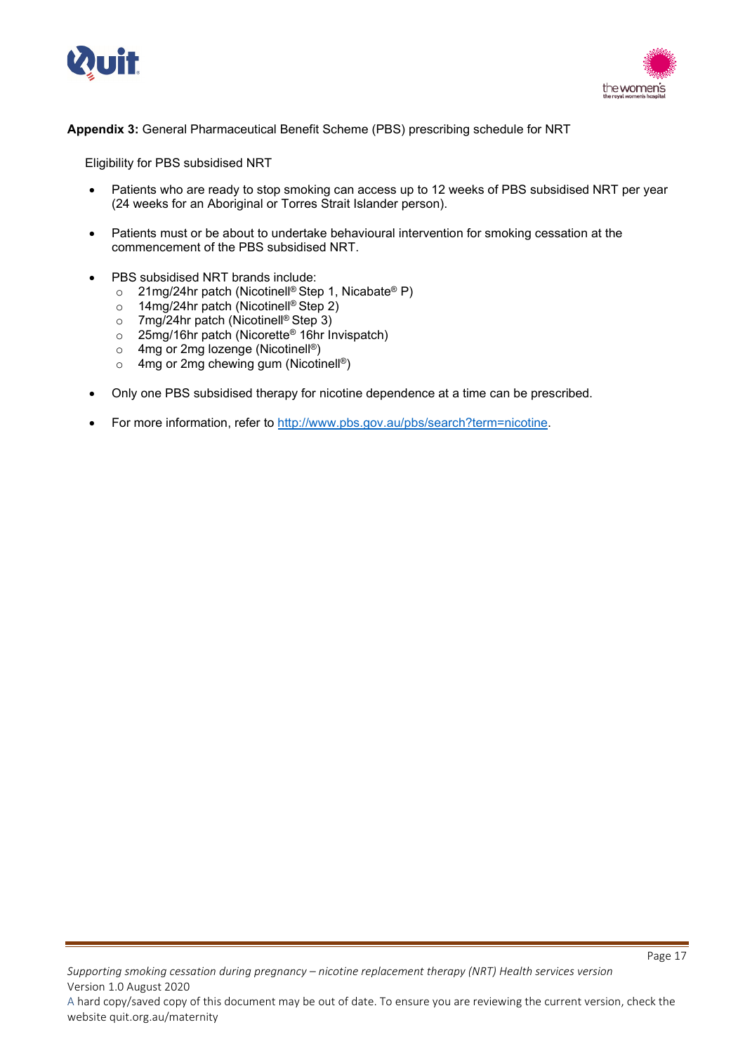**Appendix 3:** General Pharmaceutical Benefit Scheme (PBS) prescribing schedule for NRT

Eligibility for PBS subsidised NRT

- Patients who are ready to stop smoking can access up to 12 weeks of PBS subsidised NRT per year (24 weeks for an Aboriginal or Torres Strait Islander person).
- Patients must or be about to undertake behavioural intervention for smoking cessation at the commencement of the PBS subsidised NRT.
- PBS subsidised NRT brands include:
  - 21mg/24hr patch (Nicotinell® Step 1, Nicabate® P)
  - 14mg/24hr patch (Nicotinell® Step 2)
  - 7mg/24hr patch (Nicotinell® Step 3)
  - 25mg/16hr patch (Nicorette® 16hr Invispatch)
  - 4mg or 2mg lozenge (Nicotinell®)
  - 4mg or 2mg chewing gum (Nicotinell®)
- Only one PBS subsidised therapy for nicotine dependence at a time can be prescribed.
- For more information, refer to [http://www.pbs.gov.au/pbs/search?term=nicotine](http://www.pbs.gov.au/pbs/search?term=nicotine).